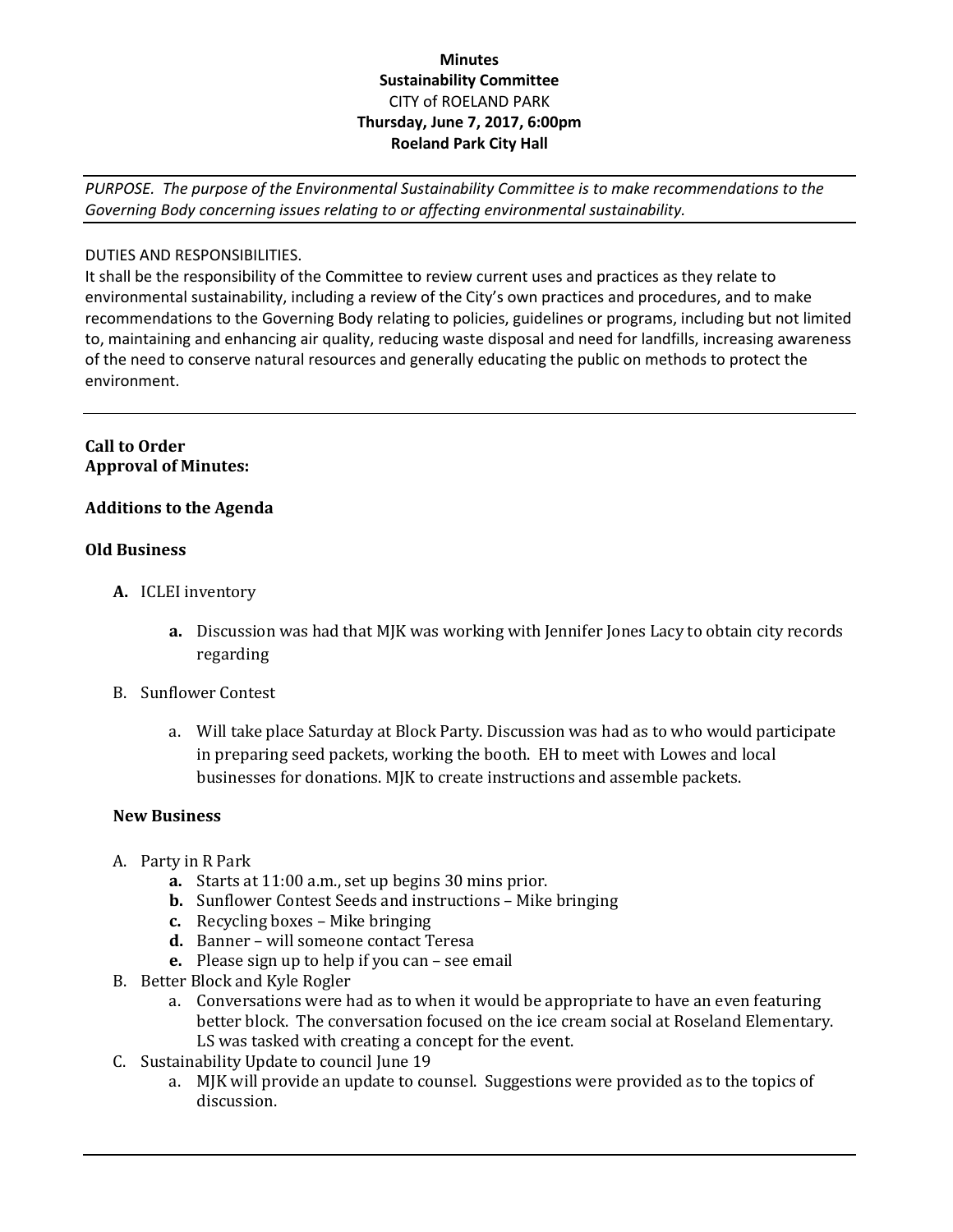**Minutes**
**Sustainability Committee**
CITY of ROELAND PARK
**Thursday, June 7, 2017, 6:00pm**
**Roeland Park City Hall**

---

*PURPOSE. The purpose of the Environmental Sustainability Committee is to make recommendations to the Governing Body concerning issues relating to or affecting environmental sustainability.*

---

DUTIES AND RESPONSIBILITIES.
It shall be the responsibility of the Committee to review current uses and practices as they relate to environmental sustainability, including a review of the City's own practices and procedures, and to make recommendations to the Governing Body relating to policies, guidelines or programs, including but not limited to, maintaining and enhancing air quality, reducing waste disposal and need for landfills, increasing awareness of the need to conserve natural resources and generally educating the public on methods to protect the environment.

---

**Call to Order**
**Approval of Minutes:**

**Additions to the Agenda**

**Old Business**

- **A.** ICLEI inventory
  - **a.** Discussion was had that MJK was working with Jennifer Jones Lacy to obtain city records regarding
- B. Sunflower Contest
  - a. Will take place Saturday at Block Party. Discussion was had as to who would participate in preparing seed packets, working the booth. EH to meet with Lowes and local businesses for donations. MJK to create instructions and assemble packets.

**New Business**

- A. Party in R Park
  - **a.** Starts at 11:00 a.m., set up begins 30 mins prior.
  - **b.** Sunflower Contest Seeds and instructions – Mike bringing
  - **c.** Recycling boxes – Mike bringing
  - **d.** Banner – will someone contact Teresa
  - **e.** Please sign up to help if you can – see email
- B. Better Block and Kyle Rogler
  - a. Conversations were had as to when it would be appropriate to have an even featuring better block. The conversation focused on the ice cream social at Roseland Elementary. LS was tasked with creating a concept for the event.
- C. Sustainability Update to council June 19
  - a. MJK will provide an update to counsel. Suggestions were provided as to the topics of discussion.

---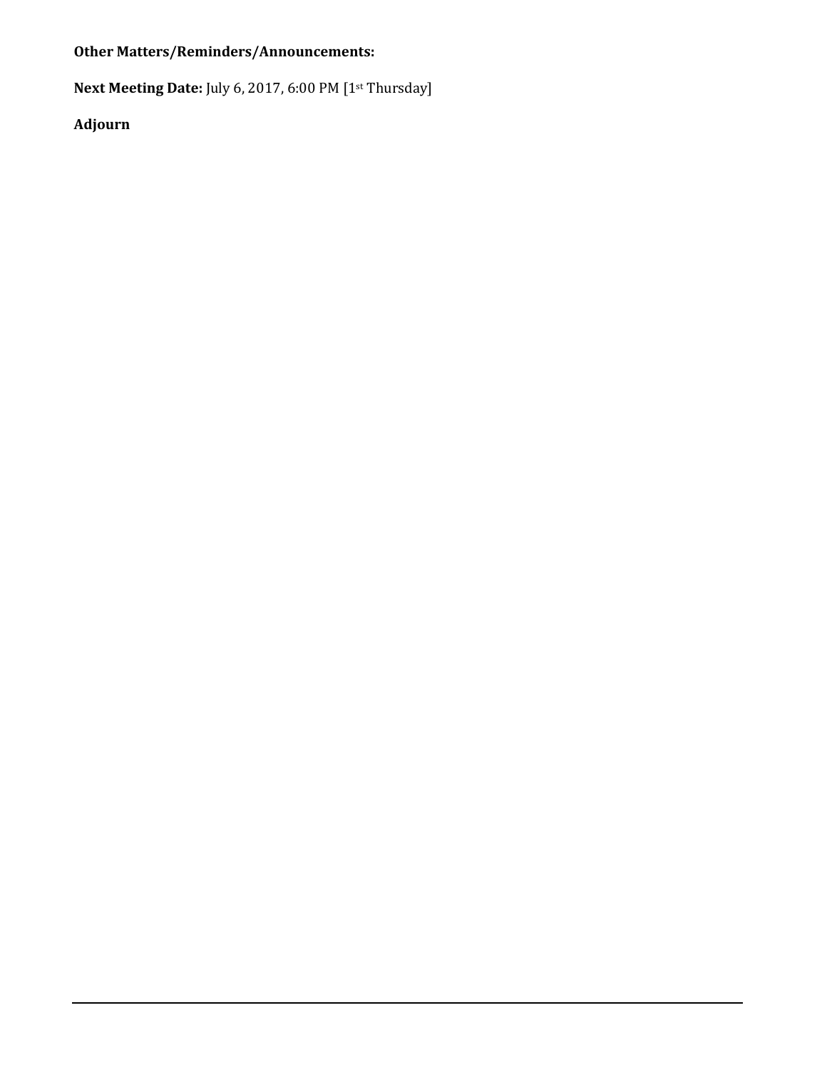**Other Matters/Reminders/Announcements:**

**Next Meeting Date:** July 6, 2017, 6:00 PM [1st Thursday]

**Adjourn**